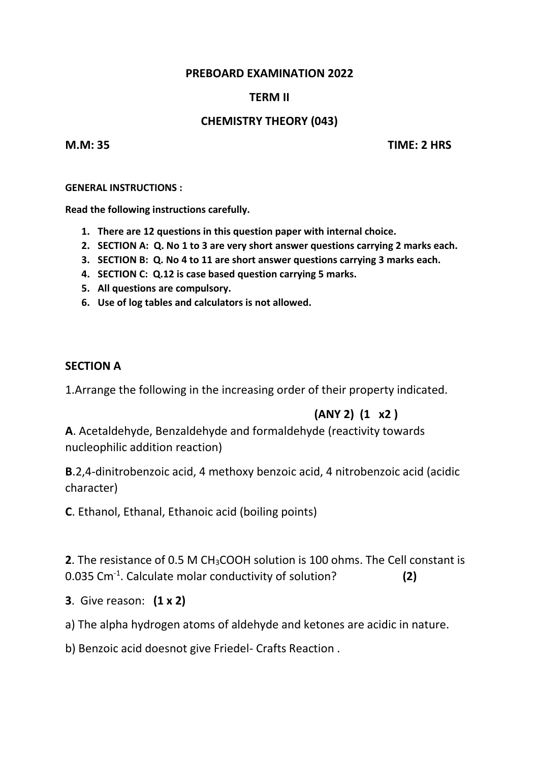# PREBOARD EXAMINATION 2022

## TERM II

## CHEMISTRY THEORY (043)

**M.M: 35** **TIME: 2 HRS**

**GENERAL INSTRUCTIONS :**

**Read the following instructions carefully.**

1. **There are 12 questions in this question paper with internal choice.**
2. **SECTION A: Q. No 1 to 3 are very short answer questions carrying 2 marks each.**
3. **SECTION B: Q. No 4 to 11 are short answer questions carrying 3 marks each.**
4. **SECTION C: Q.12 is case based question carrying 5 marks.**
5. **All questions are compulsory.**
6. **Use of log tables and calculators is not allowed.**

## SECTION A

1.Arrange the following in the increasing order of their property indicated.

**(ANY 2) (1 x2 )**

**A**. Acetaldehyde, Benzaldehyde and formaldehyde (reactivity towards nucleophilic addition reaction)

**B**.2,4-dinitrobenzoic acid, 4 methoxy benzoic acid, 4 nitrobenzoic acid (acidic character)

**C**. Ethanol, Ethanal, Ethanoic acid (boiling points)

**2**. The resistance of 0.5 M $CH_3COOH$ solution is 100 ohms. The Cell constant is 0.035 $Cm^{-1}$. Calculate molar conductivity of solution? **(2)**

**3**. Give reason: **(1 x 2)**

a) The alpha hydrogen atoms of aldehyde and ketones are acidic in nature.

b) Benzoic acid doesnot give Friedel- Crafts Reaction .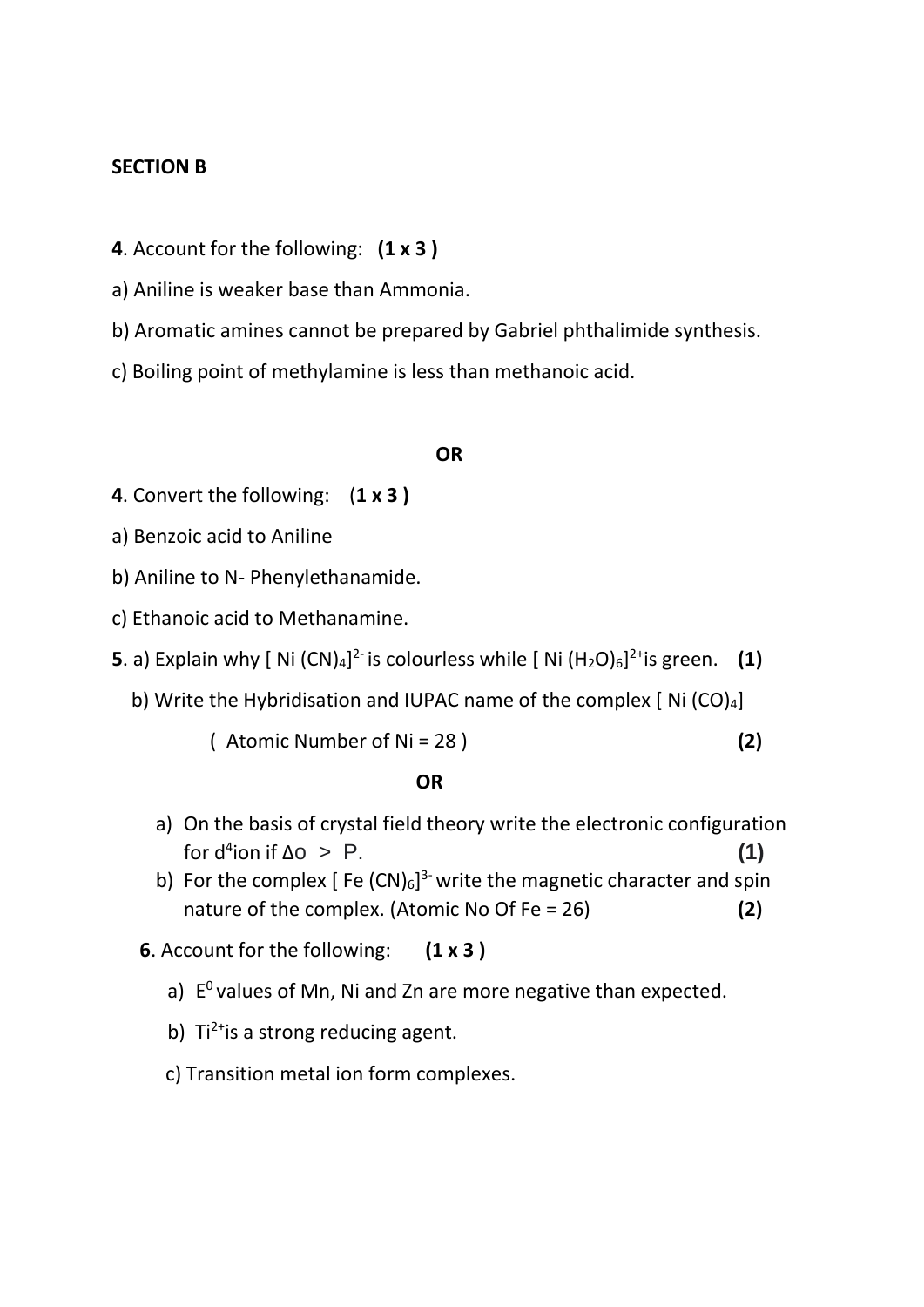**SECTION B**

**4**. Account for the following: **(1 x 3 )**

a) Aniline is weaker base than Ammonia.

b) Aromatic amines cannot be prepared by Gabriel phthalimide synthesis.

c) Boiling point of methylamine is less than methanoic acid.

**OR**

**4**. Convert the following: (**1 x 3 )**

a) Benzoic acid to Aniline

b) Aniline to N- Phenylethanamide.

c) Ethanoic acid to Methanamine.

**5**. a) Explain why [ Ni $(CN)_4$]$^{2-}$ is colourless while [ Ni $(H_2O)_6$]$^{2+}$is green. **(1)**

b) Write the Hybridisation and IUPAC name of the complex [ Ni $(CO)_4$]

( Atomic Number of Ni = 28 ) **(2)**

**OR**

a) On the basis of crystal field theory write the electronic configuration for $d^4$ion if $\Delta_o > P$. **(1)**

b) For the complex [ Fe $(CN)_6$]$^{3-}$ write the magnetic character and spin nature of the complex. (Atomic No Of Fe = 26) **(2)**

**6**. Account for the following: **(1 x 3 )**

a) $E^0$ values of Mn, Ni and Zn are more negative than expected.

b) $Ti^{2+}$is a strong reducing agent.

c) Transition metal ion form complexes.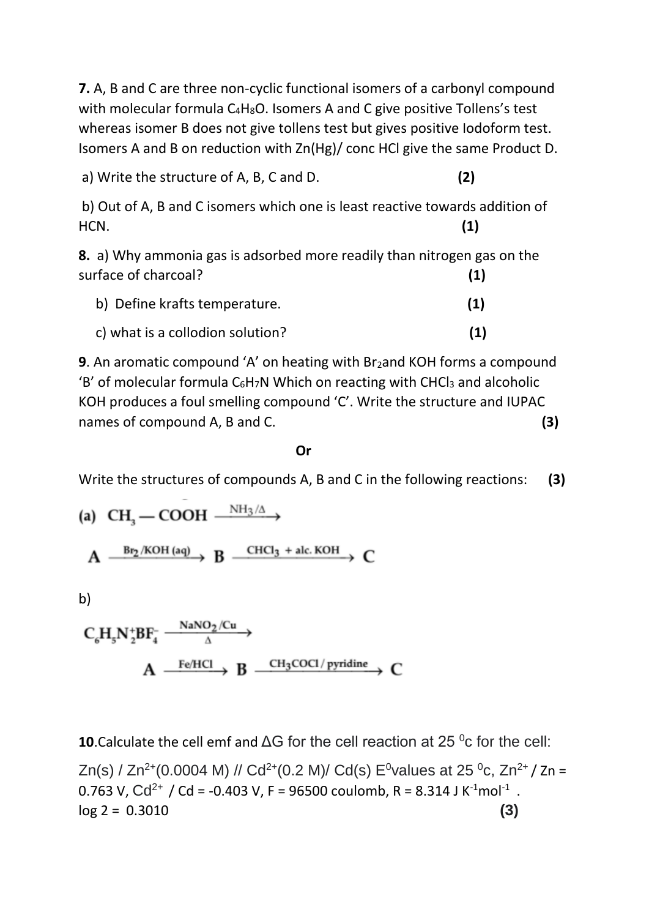**7.** A, B and C are three non-cyclic functional isomers of a carbonyl compound with molecular formula $C_4H_8O$. Isomers A and C give positive Tollens's test whereas isomer B does not give tollens test but gives positive Iodoform test. Isomers A and B on reduction with Zn(Hg)/ conc HCl give the same Product D.

a) Write the structure of A, B, C and D. **(2)**

b) Out of A, B and C isomers which one is least reactive towards addition of HCN. **(1)**

**8.** a) Why ammonia gas is adsorbed more readily than nitrogen gas on the surface of charcoal? **(1)**

b) Define krafts temperature. **(1)**

c) what is a collodion solution? **(1)**

**9**. An aromatic compound 'A' on heating with $Br_2$ and KOH forms a compound 'B' of molecular formula $C_6H_7N$ Which on reacting with $CHCl_3$ and alcoholic KOH produces a foul smelling compound 'C'. Write the structure and IUPAC names of compound A, B and C. **(3)**

**Or**

Write the structures of compounds A, B and C in the following reactions: **(3)**

(a) $CH_3-COOH \xrightarrow{NH_3/\Delta} A \xrightarrow{Br_2/KOH(aq)} B \xrightarrow{CHCl_3 + alc.\ KOH} C$

b)

$C_6H_5N_2^+BF_4^- \xrightarrow[\Delta]{NaNO_2/Cu} A \xrightarrow{Fe/HCl} B \xrightarrow{CH_3COCl/\text{pyridine}} C$

**10**.Calculate the cell emf and ΔG for the cell reaction at 25 $^0$c for the cell:

Zn(s) / $Zn^{2+}$(0.0004 M) // $Cd^{2+}$(0.2 M)/ Cd(s) $E^0$values at 25 $^0$c, $Zn^{2+}$ / Zn = 0.763 V, $Cd^{2+}$ / Cd = -0.403 V, F = 96500 coulomb, R = 8.314 J $K^{-1}mol^{-1}$ . log 2 = 0.3010 **(3)**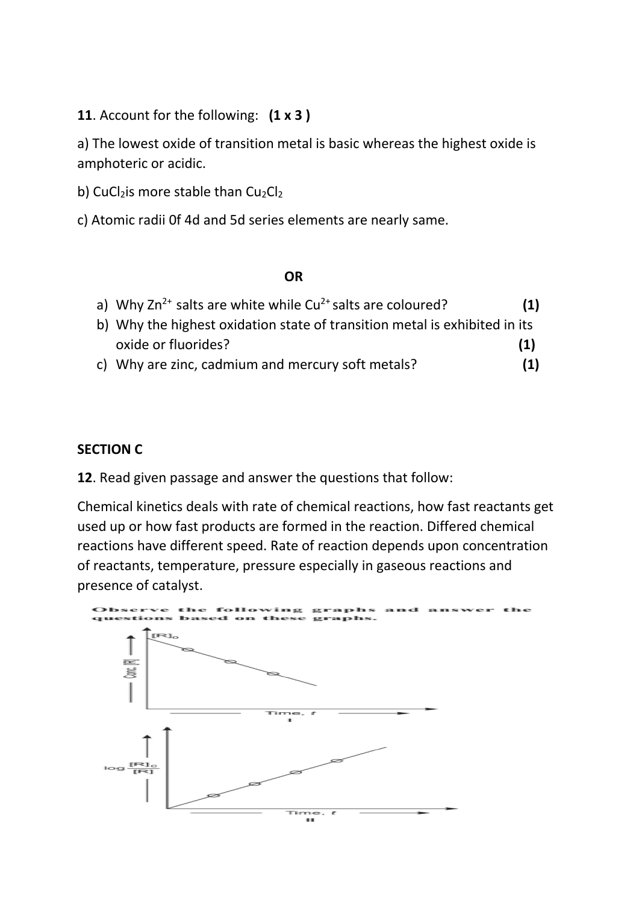**11**. Account for the following: **(1 x 3 )**

a) The lowest oxide of transition metal is basic whereas the highest oxide is amphoteric or acidic.

b) $CuCl_2$is more stable than $Cu_2Cl_2$

c) Atomic radii 0f 4d and 5d series elements are nearly same.

**OR**

a) Why $Zn^{2+}$ salts are white while $Cu^{2+}$ salts are coloured? **(1)**
b) Why the highest oxidation state of transition metal is exhibited in its oxide or fluorides? **(1)**
c) Why are zinc, cadmium and mercury soft metals? **(1)**

## SECTION C

**12**. Read given passage and answer the questions that follow:

Chemical kinetics deals with rate of chemical reactions, how fast reactants get used up or how fast products are formed in the reaction. Differed chemical reactions have different speed. Rate of reaction depends upon concentration of reactants, temperature, pressure especially in gaseous reactions and presence of catalyst.

Observe the following graphs and answer the questions based on these graphs.

Graph I: Conc. [R] vs Time, t (starting at $[R]_0$)

Graph II: $\log \frac{[R]_0}{[R]}$ vs Time, t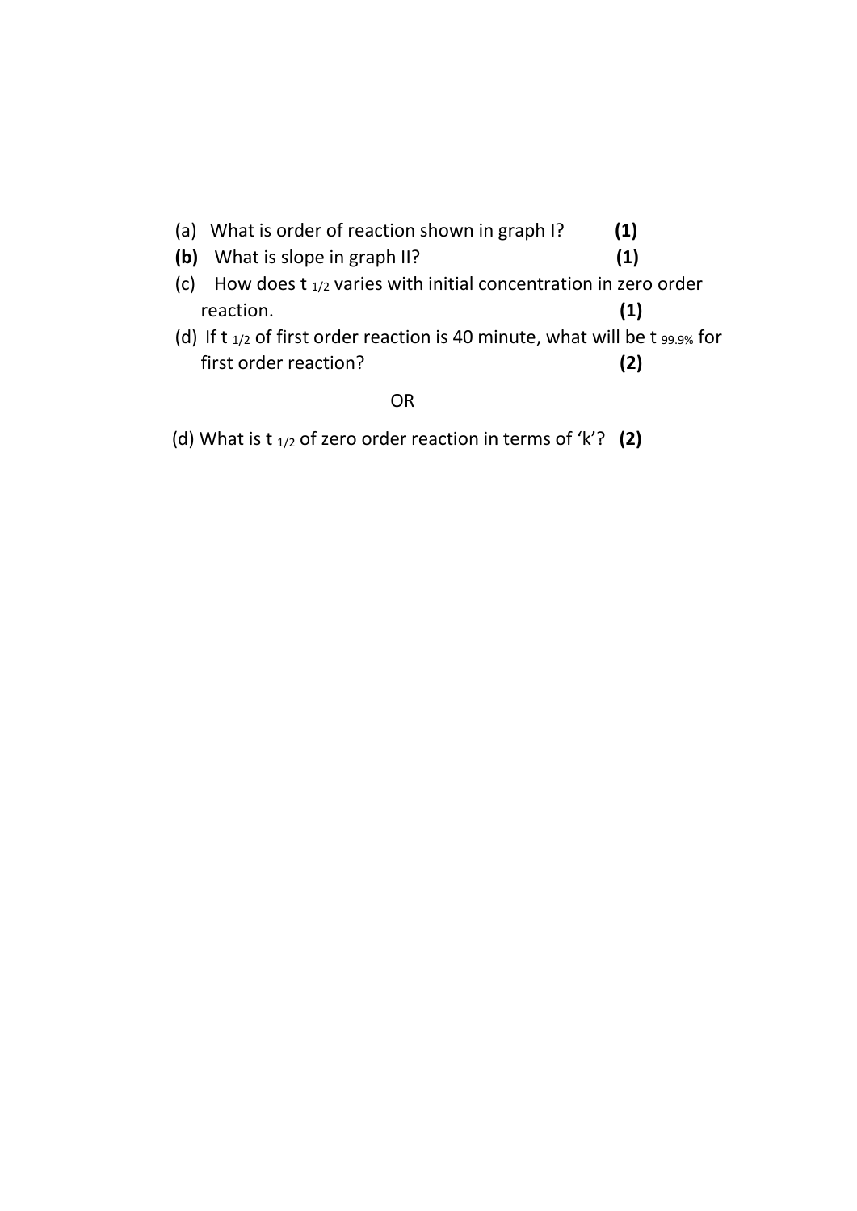(a) What is order of reaction shown in graph I? **(1)**

**(b)** What is slope in graph II? **(1)**

(c) How does $t_{1/2}$ varies with initial concentration in zero order reaction. **(1)**

(d) If $t_{1/2}$ of first order reaction is 40 minute, what will be $t_{99.9\%}$ for first order reaction? **(2)**

OR

(d) What is $t_{1/2}$ of zero order reaction in terms of 'k'? **(2)**